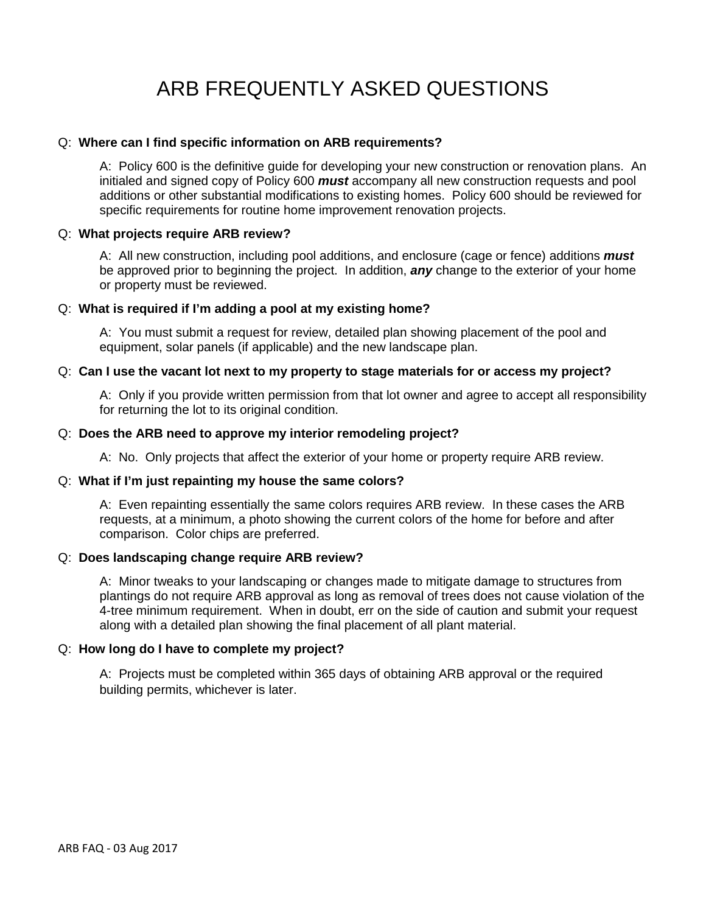# ARB FREQUENTLY ASKED QUESTIONS

Q: **Where can I find specific information on ARB requirements?**

A: Policy 600 is the definitive guide for developing your new construction or renovation plans. An initialed and signed copy of Policy 600 ***must*** accompany all new construction requests and pool additions or other substantial modifications to existing homes. Policy 600 should be reviewed for specific requirements for routine home improvement renovation projects.

Q: **What projects require ARB review?**

A: All new construction, including pool additions, and enclosure (cage or fence) additions ***must*** be approved prior to beginning the project. In addition, ***any*** change to the exterior of your home or property must be reviewed.

Q: **What is required if I'm adding a pool at my existing home?**

A: You must submit a request for review, detailed plan showing placement of the pool and equipment, solar panels (if applicable) and the new landscape plan.

Q: **Can I use the vacant lot next to my property to stage materials for or access my project?**

A: Only if you provide written permission from that lot owner and agree to accept all responsibility for returning the lot to its original condition.

Q: **Does the ARB need to approve my interior remodeling project?**

A: No. Only projects that affect the exterior of your home or property require ARB review.

Q: **What if I'm just repainting my house the same colors?**

A: Even repainting essentially the same colors requires ARB review. In these cases the ARB requests, at a minimum, a photo showing the current colors of the home for before and after comparison. Color chips are preferred.

Q: **Does landscaping change require ARB review?**

A: Minor tweaks to your landscaping or changes made to mitigate damage to structures from plantings do not require ARB approval as long as removal of trees does not cause violation of the 4-tree minimum requirement. When in doubt, err on the side of caution and submit your request along with a detailed plan showing the final placement of all plant material.

Q: **How long do I have to complete my project?**

A: Projects must be completed within 365 days of obtaining ARB approval or the required building permits, whichever is later.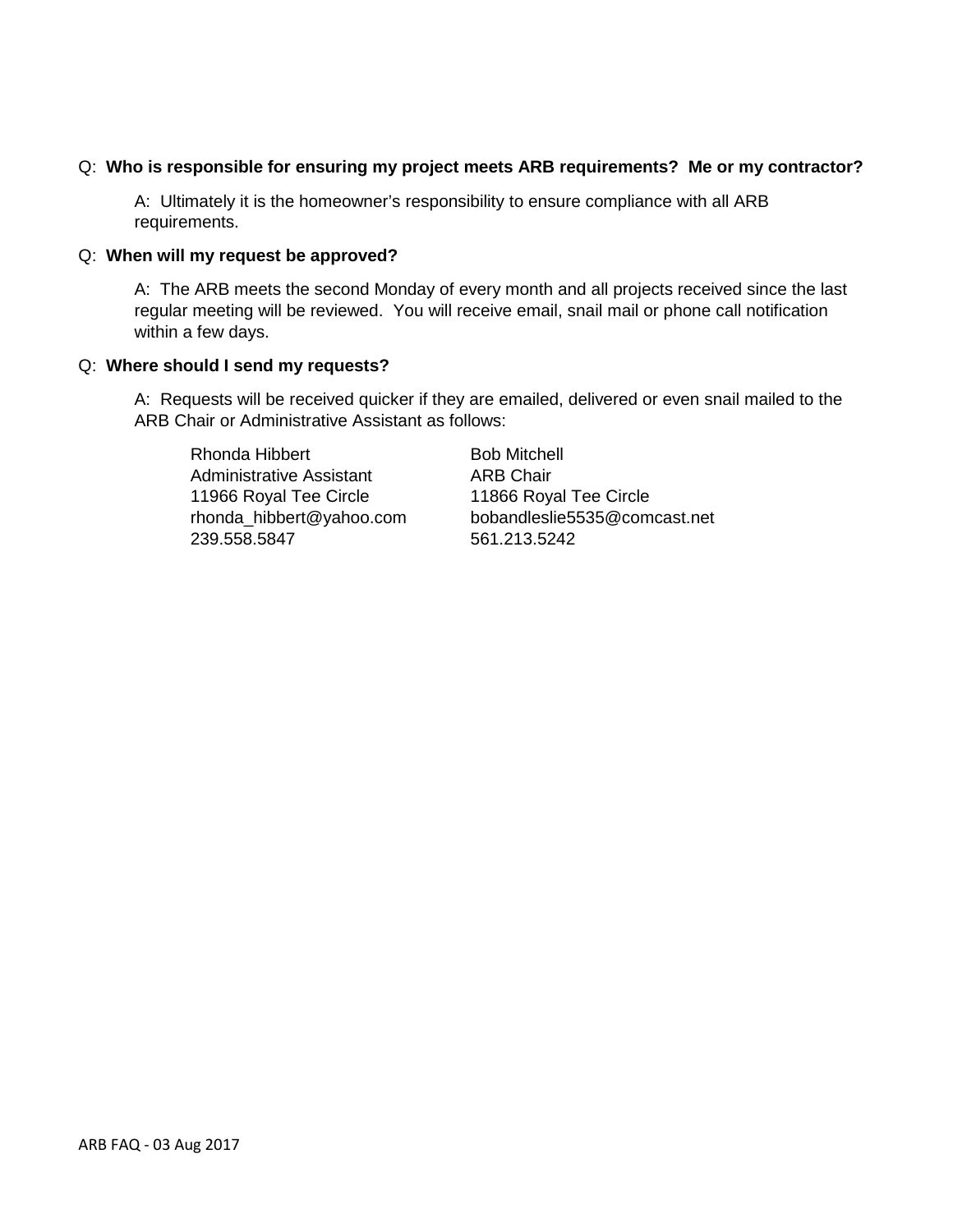Q: **Who is responsible for ensuring my project meets ARB requirements? Me or my contractor?**

A: Ultimately it is the homeowner's responsibility to ensure compliance with all ARB requirements.

Q: **When will my request be approved?**

A: The ARB meets the second Monday of every month and all projects received since the last regular meeting will be reviewed. You will receive email, snail mail or phone call notification within a few days.

Q: **Where should I send my requests?**

A: Requests will be received quicker if they are emailed, delivered or even snail mailed to the ARB Chair or Administrative Assistant as follows:

Rhonda Hibbert
Administrative Assistant
11966 Royal Tee Circle
rhonda_hibbert@yahoo.com
239.558.5847

Bob Mitchell
ARB Chair
11866 Royal Tee Circle
bobandleslie5535@comcast.net
561.213.5242

ARB FAQ - 03 Aug 2017